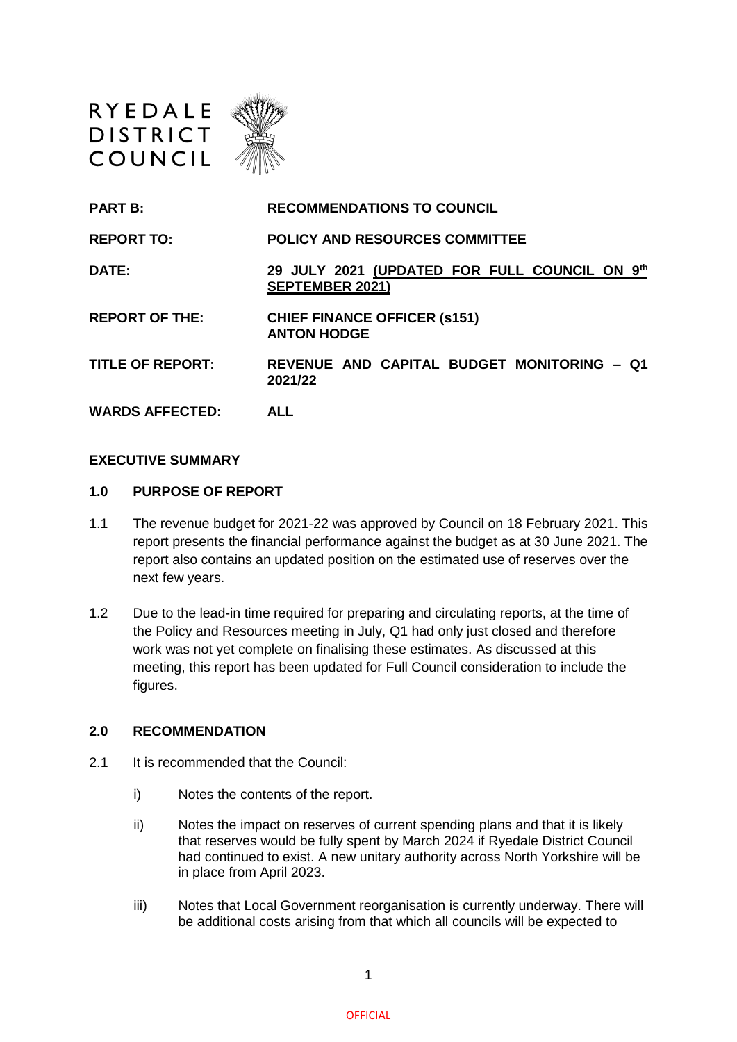RYEDALE DISTRICT COUNCIL

| | |
|---|---|
| **PART B:** | **RECOMMENDATIONS TO COUNCIL** |
| **REPORT TO:** | **POLICY AND RESOURCES COMMITTEE** |
| **DATE:** | **29 JULY 2021 (UPDATED FOR FULL COUNCIL ON 9th SEPTEMBER 2021)** |
| **REPORT OF THE:** | **CHIEF FINANCE OFFICER (s151) ANTON HODGE** |
| **TITLE OF REPORT:** | **REVENUE AND CAPITAL BUDGET MONITORING – Q1 2021/22** |
| **WARDS AFFECTED:** | **ALL** |

## EXECUTIVE SUMMARY

### 1.0 PURPOSE OF REPORT

1.1 The revenue budget for 2021-22 was approved by Council on 18 February 2021. This report presents the financial performance against the budget as at 30 June 2021. The report also contains an updated position on the estimated use of reserves over the next few years.

1.2 Due to the lead-in time required for preparing and circulating reports, at the time of the Policy and Resources meeting in July, Q1 had only just closed and therefore work was not yet complete on finalising these estimates. As discussed at this meeting, this report has been updated for Full Council consideration to include the figures.

### 2.0 RECOMMENDATION

2.1 It is recommended that the Council:

i) Notes the contents of the report.

ii) Notes the impact on reserves of current spending plans and that it is likely that reserves would be fully spent by March 2024 if Ryedale District Council had continued to exist. A new unitary authority across North Yorkshire will be in place from April 2023.

iii) Notes that Local Government reorganisation is currently underway. There will be additional costs arising from that which all councils will be expected to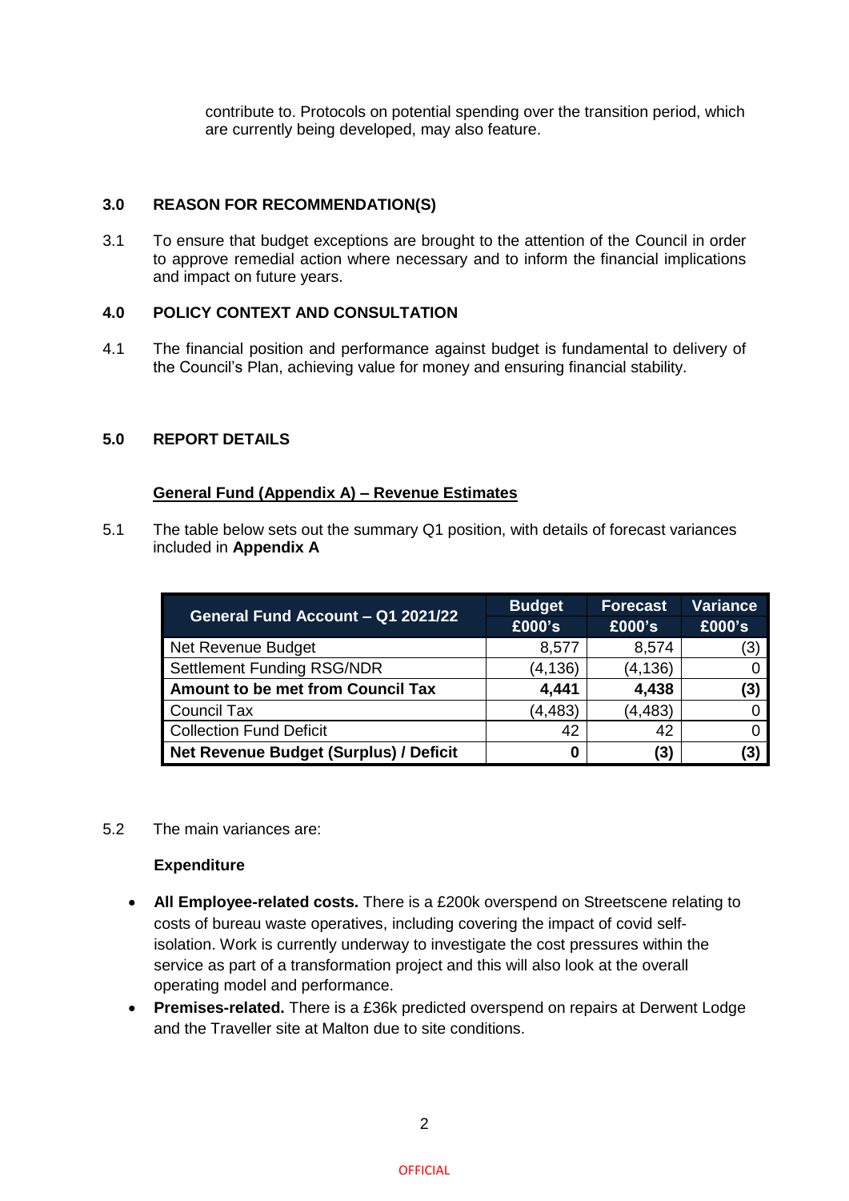contribute to. Protocols on potential spending over the transition period, which are currently being developed, may also feature.

## 3.0 REASON FOR RECOMMENDATION(S)

3.1 To ensure that budget exceptions are brought to the attention of the Council in order to approve remedial action where necessary and to inform the financial implications and impact on future years.

## 4.0 POLICY CONTEXT AND CONSULTATION

4.1 The financial position and performance against budget is fundamental to delivery of the Council's Plan, achieving value for money and ensuring financial stability.

## 5.0 REPORT DETAILS

**General Fund (Appendix A) – Revenue Estimates**

5.1 The table below sets out the summary Q1 position, with details of forecast variances included in **Appendix A**

| General Fund Account – Q1 2021/22 | Budget £000's | Forecast £000's | Variance £000's |
|---|---|---|---|
| Net Revenue Budget | 8,577 | 8,574 | (3) |
| Settlement Funding RSG/NDR | (4,136) | (4,136) | 0 |
| **Amount to be met from Council Tax** | **4,441** | **4,438** | **(3)** |
| Council Tax | (4,483) | (4,483) | 0 |
| Collection Fund Deficit | 42 | 42 | 0 |
| **Net Revenue Budget (Surplus) / Deficit** | **0** | **(3)** | **(3)** |

5.2 The main variances are:

**Expenditure**

- **All Employee-related costs.** There is a £200k overspend on Streetscene relating to costs of bureau waste operatives, including covering the impact of covid self-isolation. Work is currently underway to investigate the cost pressures within the service as part of a transformation project and this will also look at the overall operating model and performance.
- **Premises-related.** There is a £36k predicted overspend on repairs at Derwent Lodge and the Traveller site at Malton due to site conditions.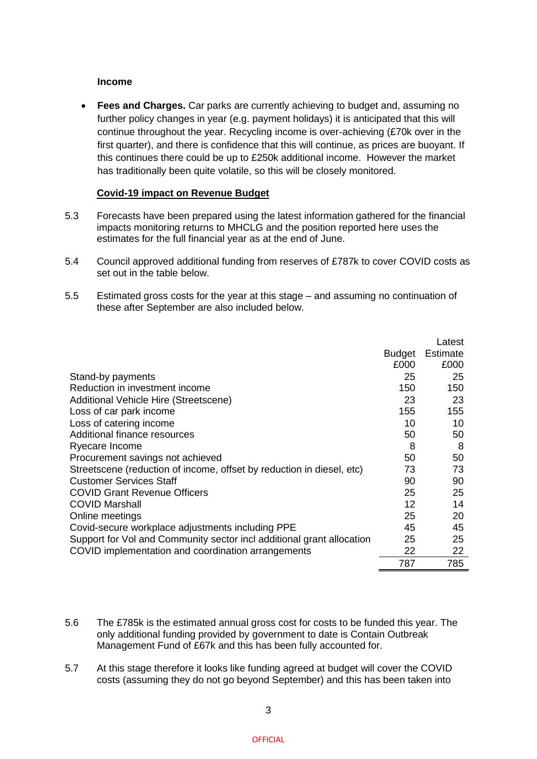**Income**

- **Fees and Charges.** Car parks are currently achieving to budget and, assuming no further policy changes in year (e.g. payment holidays) it is anticipated that this will continue throughout the year. Recycling income is over-achieving (£70k over in the first quarter), and there is confidence that this will continue, as prices are buoyant. If this continues there could be up to £250k additional income. However the market has traditionally been quite volatile, so this will be closely monitored.

**Covid-19 impact on Revenue Budget**

5.3 Forecasts have been prepared using the latest information gathered for the financial impacts monitoring returns to MHCLG and the position reported here uses the estimates for the full financial year as at the end of June.

5.4 Council approved additional funding from reserves of £787k to cover COVID costs as set out in the table below.

5.5 Estimated gross costs for the year at this stage – and assuming no continuation of these after September are also included below.

| | Budget £000 | Latest Estimate £000 |
|---|---|---|
| Stand-by payments | 25 | 25 |
| Reduction in investment income | 150 | 150 |
| Additional Vehicle Hire (Streetscene) | 23 | 23 |
| Loss of car park income | 155 | 155 |
| Loss of catering income | 10 | 10 |
| Additional finance resources | 50 | 50 |
| Ryecare Income | 8 | 8 |
| Procurement savings not achieved | 50 | 50 |
| Streetscene (reduction of income, offset by reduction in diesel, etc) | 73 | 73 |
| Customer Services Staff | 90 | 90 |
| COVID Grant Revenue Officers | 25 | 25 |
| COVID Marshall | 12 | 14 |
| Online meetings | 25 | 20 |
| Covid-secure workplace adjustments including PPE | 45 | 45 |
| Support for Vol and Community sector incl additional grant allocation | 25 | 25 |
| COVID implementation and coordination arrangements | 22 | 22 |
| | 787 | 785 |

5.6 The £785k is the estimated annual gross cost for costs to be funded this year. The only additional funding provided by government to date is Contain Outbreak Management Fund of £67k and this has been fully accounted for.

5.7 At this stage therefore it looks like funding agreed at budget will cover the COVID costs (assuming they do not go beyond September) and this has been taken into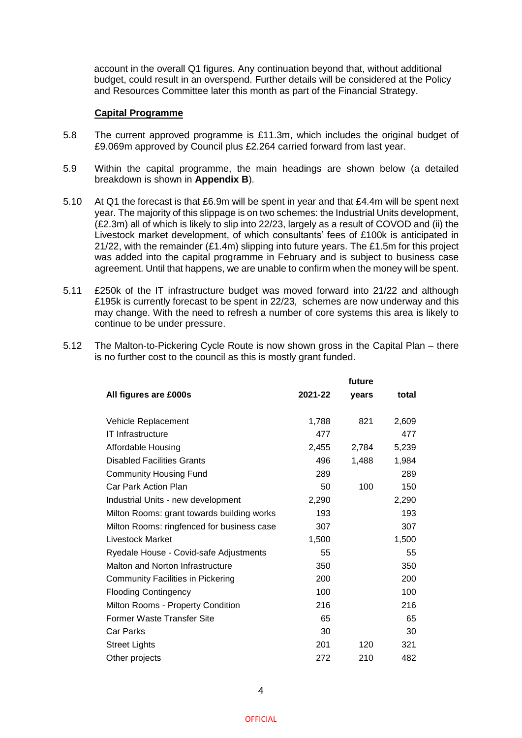account in the overall Q1 figures. Any continuation beyond that, without additional budget, could result in an overspend. Further details will be considered at the Policy and Resources Committee later this month as part of the Financial Strategy.

**Capital Programme**

5.8 The current approved programme is £11.3m, which includes the original budget of £9.069m approved by Council plus £2.264 carried forward from last year.

5.9 Within the capital programme, the main headings are shown below (a detailed breakdown is shown in **Appendix B**).

5.10 At Q1 the forecast is that £6.9m will be spent in year and that £4.4m will be spent next year. The majority of this slippage is on two schemes: the Industrial Units development, (£2.3m) all of which is likely to slip into 22/23, largely as a result of COVOD and (ii) the Livestock market development, of which consultants' fees of £100k is anticipated in 21/22, with the remainder (£1.4m) slipping into future years. The £1.5m for this project was added into the capital programme in February and is subject to business case agreement. Until that happens, we are unable to confirm when the money will be spent.

5.11 £250k of the IT infrastructure budget was moved forward into 21/22 and although £195k is currently forecast to be spent in 22/23, schemes are now underway and this may change. With the need to refresh a number of core systems this area is likely to continue to be under pressure.

5.12 The Malton-to-Pickering Cycle Route is now shown gross in the Capital Plan – there is no further cost to the council as this is mostly grant funded.

| All figures are £000s | 2021-22 | future years | total |
|---|---|---|---|
| Vehicle Replacement | 1,788 | 821 | 2,609 |
| IT Infrastructure | 477 | | 477 |
| Affordable Housing | 2,455 | 2,784 | 5,239 |
| Disabled Facilities Grants | 496 | 1,488 | 1,984 |
| Community Housing Fund | 289 | | 289 |
| Car Park Action Plan | 50 | 100 | 150 |
| Industrial Units - new development | 2,290 | | 2,290 |
| Milton Rooms: grant towards building works | 193 | | 193 |
| Milton Rooms: ringfenced for business case | 307 | | 307 |
| Livestock Market | 1,500 | | 1,500 |
| Ryedale House - Covid-safe Adjustments | 55 | | 55 |
| Malton and Norton Infrastructure | 350 | | 350 |
| Community Facilities in Pickering | 200 | | 200 |
| Flooding Contingency | 100 | | 100 |
| Milton Rooms - Property Condition | 216 | | 216 |
| Former Waste Transfer Site | 65 | | 65 |
| Car Parks | 30 | | 30 |
| Street Lights | 201 | 120 | 321 |
| Other projects | 272 | 210 | 482 |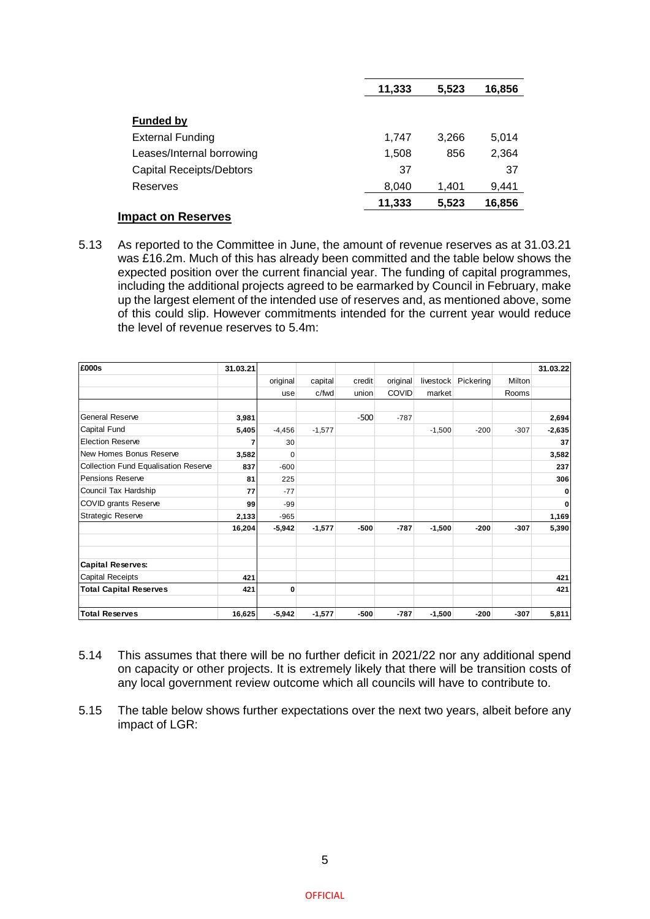| | | | |
|---|---|---|---|
| | **11,333** | **5,523** | **16,856** |
| **Funded by** | | | |
| External Funding | 1,747 | 3,266 | 5,014 |
| Leases/Internal borrowing | 1,508 | 856 | 2,364 |
| Capital Receipts/Debtors | 37 | | 37 |
| Reserves | 8,040 | 1,401 | 9,441 |
| | **11,333** | **5,523** | **16,856** |

**Impact on Reserves**

5.13 As reported to the Committee in June, the amount of revenue reserves as at 31.03.21 was £16.2m. Much of this has already been committed and the table below shows the expected position over the current financial year. The funding of capital programmes, including the additional projects agreed to be earmarked by Council in February, make up the largest element of the intended use of reserves and, as mentioned above, some of this could slip. However commitments intended for the current year would reduce the level of revenue reserves to 5.4m:

| £000s | 31.03.21 | original use | capital c/fwd | credit union | original COVID | livestock market | Pickering | Milton Rooms | 31.03.22 |
|---|---|---|---|---|---|---|---|---|---|
| General Reserve | 3,981 | | | -500 | -787 | | | | 2,694 |
| Capital Fund | 5,405 | -4,456 | -1,577 | | | -1,500 | -200 | -307 | -2,635 |
| Election Reserve | 7 | 30 | | | | | | | 37 |
| New Homes Bonus Reserve | 3,582 | 0 | | | | | | | 3,582 |
| Collection Fund Equalisation Reserve | 837 | -600 | | | | | | | 237 |
| Pensions Reserve | 81 | 225 | | | | | | | 306 |
| Council Tax Hardship | 77 | -77 | | | | | | | 0 |
| COVID grants Reserve | 99 | -99 | | | | | | | 0 |
| Strategic Reserve | 2,133 | -965 | | | | | | | 1,169 |
| | 16,204 | -5,942 | -1,577 | -500 | -787 | -1,500 | -200 | -307 | 5,390 |
| | | | | | | | | | |
| **Capital Reserves:** | | | | | | | | | |
| Capital Receipts | 421 | | | | | | | | 421 |
| **Total Capital Reserves** | 421 | 0 | | | | | | | 421 |
| | | | | | | | | | |
| **Total Reserves** | 16,625 | -5,942 | -1,577 | -500 | -787 | -1,500 | -200 | -307 | 5,811 |

5.14 This assumes that there will be no further deficit in 2021/22 nor any additional spend on capacity or other projects. It is extremely likely that there will be transition costs of any local government review outcome which all councils will have to contribute to.

5.15 The table below shows further expectations over the next two years, albeit before any impact of LGR: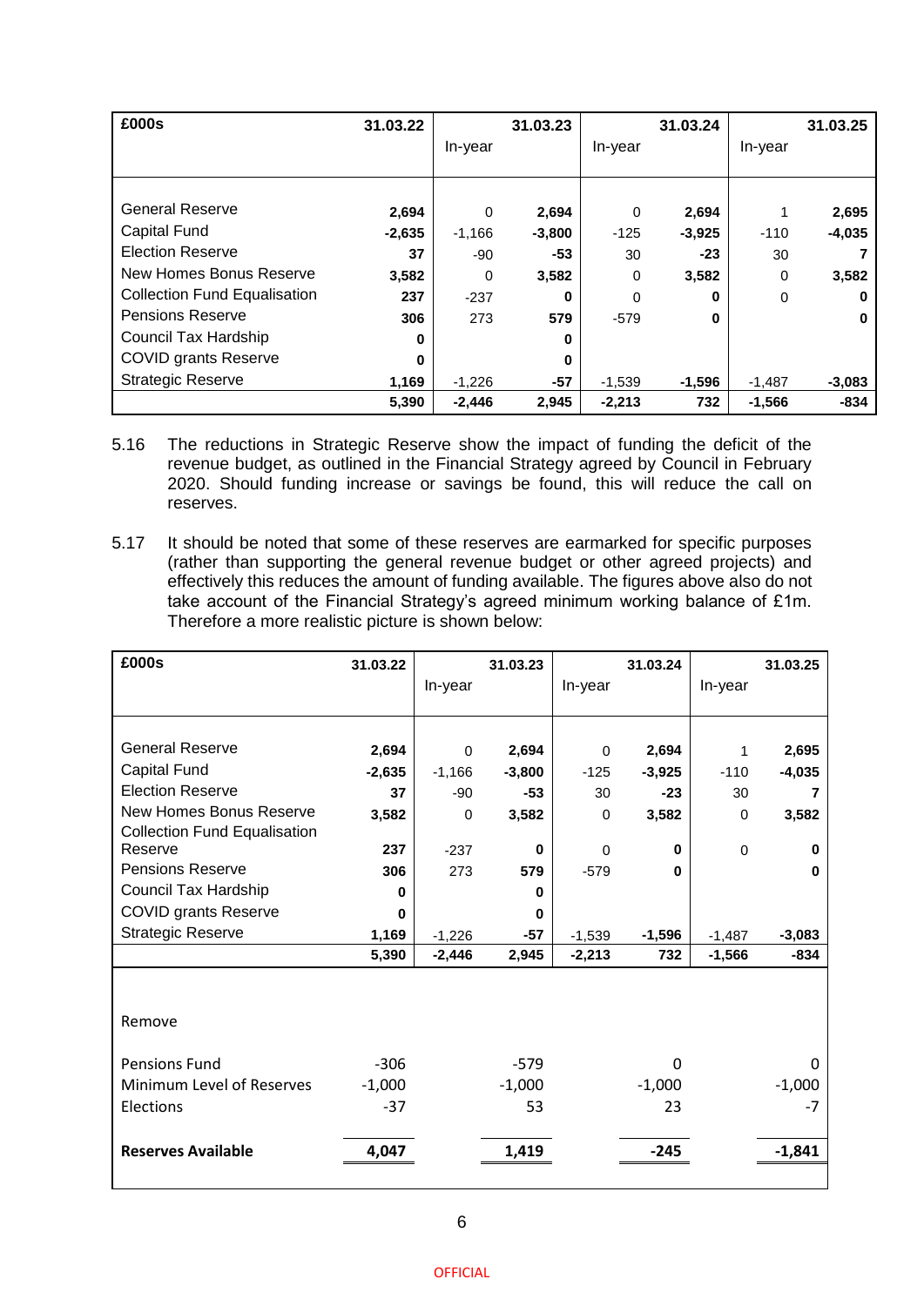| £000s | 31.03.22 | In-year | 31.03.23 | In-year | 31.03.24 | In-year | 31.03.25 |
|---|---|---|---|---|---|---|---|
| General Reserve | **2,694** | 0 | **2,694** | 0 | **2,694** | 1 | **2,695** |
| Capital Fund | **-2,635** | -1,166 | **-3,800** | -125 | **-3,925** | -110 | **-4,035** |
| Election Reserve | **37** | -90 | **-53** | 30 | **-23** | 30 | **7** |
| New Homes Bonus Reserve | **3,582** | 0 | **3,582** | 0 | **3,582** | 0 | **3,582** |
| Collection Fund Equalisation | **237** | -237 | **0** | 0 | **0** | 0 | **0** |
| Pensions Reserve | **306** | 273 | **579** | -579 | **0** | | **0** |
| Council Tax Hardship | **0** | | **0** | | | | |
| COVID grants Reserve | **0** | | **0** | | | | |
| Strategic Reserve | **1,169** | -1,226 | **-57** | -1,539 | **-1,596** | -1,487 | **-3,083** |
| | **5,390** | **-2,446** | **2,945** | **-2,213** | **732** | **-1,566** | **-834** |

5.16 The reductions in Strategic Reserve show the impact of funding the deficit of the revenue budget, as outlined in the Financial Strategy agreed by Council in February 2020. Should funding increase or savings be found, this will reduce the call on reserves.

5.17 It should be noted that some of these reserves are earmarked for specific purposes (rather than supporting the general revenue budget or other agreed projects) and effectively this reduces the amount of funding available. The figures above also do not take account of the Financial Strategy's agreed minimum working balance of £1m. Therefore a more realistic picture is shown below:

| £000s | 31.03.22 | In-year | 31.03.23 | In-year | 31.03.24 | In-year | 31.03.25 |
|---|---|---|---|---|---|---|---|
| General Reserve | **2,694** | 0 | **2,694** | 0 | **2,694** | 1 | **2,695** |
| Capital Fund | **-2,635** | -1,166 | **-3,800** | -125 | **-3,925** | -110 | **-4,035** |
| Election Reserve | **37** | -90 | **-53** | 30 | **-23** | 30 | **7** |
| New Homes Bonus Reserve | **3,582** | 0 | **3,582** | 0 | **3,582** | 0 | **3,582** |
| Collection Fund Equalisation Reserve | **237** | -237 | **0** | 0 | **0** | 0 | **0** |
| Pensions Reserve | **306** | 273 | **579** | -579 | **0** | | **0** |
| Council Tax Hardship | **0** | | **0** | | | | |
| COVID grants Reserve | **0** | | **0** | | | | |
| Strategic Reserve | **1,169** | -1,226 | **-57** | -1,539 | **-1,596** | -1,487 | **-3,083** |
| | **5,390** | **-2,446** | **2,945** | **-2,213** | **732** | **-1,566** | **-834** |
| Remove | | | | | | | |
| Pensions Fund | -306 | | -579 | | 0 | | 0 |
| Minimum Level of Reserves | -1,000 | | -1,000 | | -1,000 | | -1,000 |
| Elections | -37 | | 53 | | 23 | | -7 |
| **Reserves Available** | **4,047** | | **1,419** | | **-245** | | **-1,841** |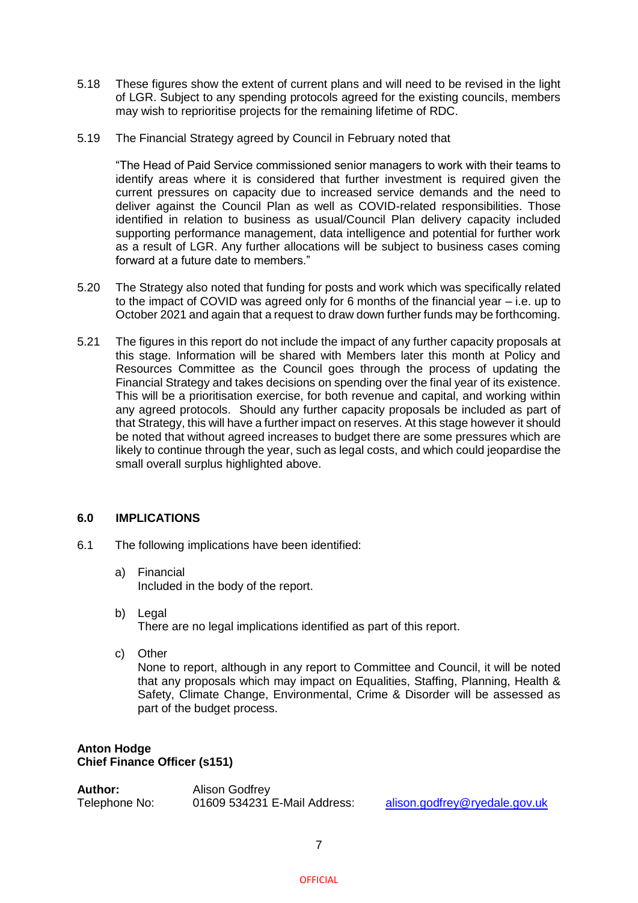5.18 These figures show the extent of current plans and will need to be revised in the light of LGR. Subject to any spending protocols agreed for the existing councils, members may wish to reprioritise projects for the remaining lifetime of RDC.

5.19 The Financial Strategy agreed by Council in February noted that

"The Head of Paid Service commissioned senior managers to work with their teams to identify areas where it is considered that further investment is required given the current pressures on capacity due to increased service demands and the need to deliver against the Council Plan as well as COVID-related responsibilities. Those identified in relation to business as usual/Council Plan delivery capacity included supporting performance management, data intelligence and potential for further work as a result of LGR. Any further allocations will be subject to business cases coming forward at a future date to members."

5.20 The Strategy also noted that funding for posts and work which was specifically related to the impact of COVID was agreed only for 6 months of the financial year – i.e. up to October 2021 and again that a request to draw down further funds may be forthcoming.

5.21 The figures in this report do not include the impact of any further capacity proposals at this stage. Information will be shared with Members later this month at Policy and Resources Committee as the Council goes through the process of updating the Financial Strategy and takes decisions on spending over the final year of its existence. This will be a prioritisation exercise, for both revenue and capital, and working within any agreed protocols. Should any further capacity proposals be included as part of that Strategy, this will have a further impact on reserves. At this stage however it should be noted that without agreed increases to budget there are some pressures which are likely to continue through the year, such as legal costs, and which could jeopardise the small overall surplus highlighted above.

## 6.0 IMPLICATIONS

6.1 The following implications have been identified:

a) Financial
Included in the body of the report.

b) Legal
There are no legal implications identified as part of this report.

c) Other
None to report, although in any report to Committee and Council, it will be noted that any proposals which may impact on Equalities, Staffing, Planning, Health & Safety, Climate Change, Environmental, Crime & Disorder will be assessed as part of the budget process.

**Anton Hodge**
**Chief Finance Officer (s151)**

**Author:** Alison Godfrey
Telephone No: 01609 534231 E-Mail Address: alison.godfrey@ryedale.gov.uk